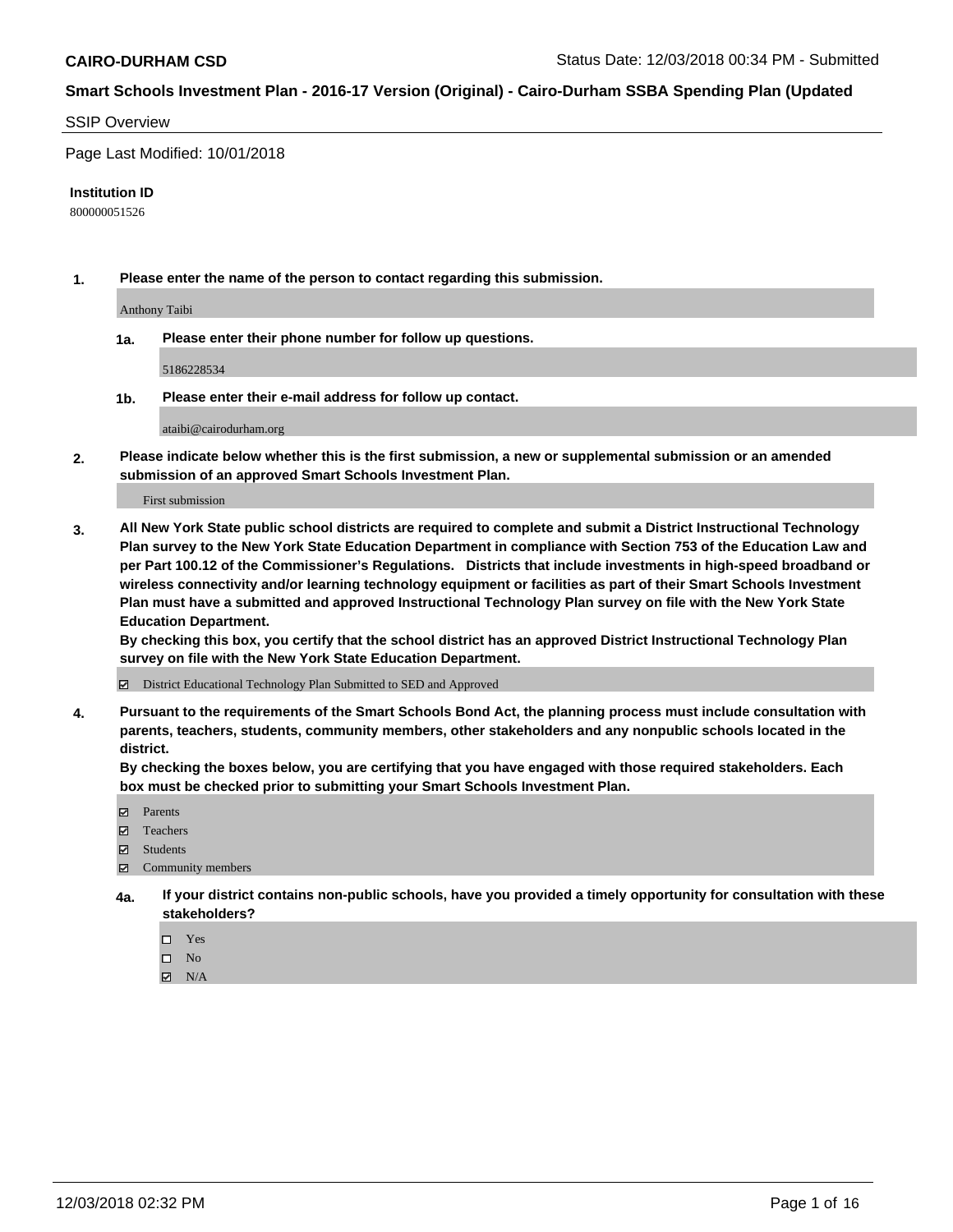**CAIRO-DURHAM CSD** Status Date: 12/03/2018 00:34 PM - Submitted

**Smart Schools Investment Plan - 2016-17 Version (Original) - Cairo-Durham SSBA Spending Plan (Updated**

SSIP Overview

Page Last Modified: 10/01/2018

**Institution ID**

800000051526

**1. Please enter the name of the person to contact regarding this submission.**

Anthony Taibi

**1a. Please enter their phone number for follow up questions.**

5186228534

**1b. Please enter their e-mail address for follow up contact.**

ataibi@cairodurham.org

**2. Please indicate below whether this is the first submission, a new or supplemental submission or an amended submission of an approved Smart Schools Investment Plan.**

First submission

**3. All New York State public school districts are required to complete and submit a District Instructional Technology Plan survey to the New York State Education Department in compliance with Section 753 of the Education Law and per Part 100.12 of the Commissioner's Regulations. Districts that include investments in high-speed broadband or wireless connectivity and/or learning technology equipment or facilities as part of their Smart Schools Investment Plan must have a submitted and approved Instructional Technology Plan survey on file with the New York State Education Department.**
**By checking this box, you certify that the school district has an approved District Instructional Technology Plan survey on file with the New York State Education Department.**

☑ District Educational Technology Plan Submitted to SED and Approved

**4. Pursuant to the requirements of the Smart Schools Bond Act, the planning process must include consultation with parents, teachers, students, community members, other stakeholders and any nonpublic schools located in the district.**
**By checking the boxes below, you are certifying that you have engaged with those required stakeholders. Each box must be checked prior to submitting your Smart Schools Investment Plan.**

☑ Parents
☑ Teachers
☑ Students
☑ Community members

**4a. If your district contains non-public schools, have you provided a timely opportunity for consultation with these stakeholders?**

☐ Yes
☐ No
☑ N/A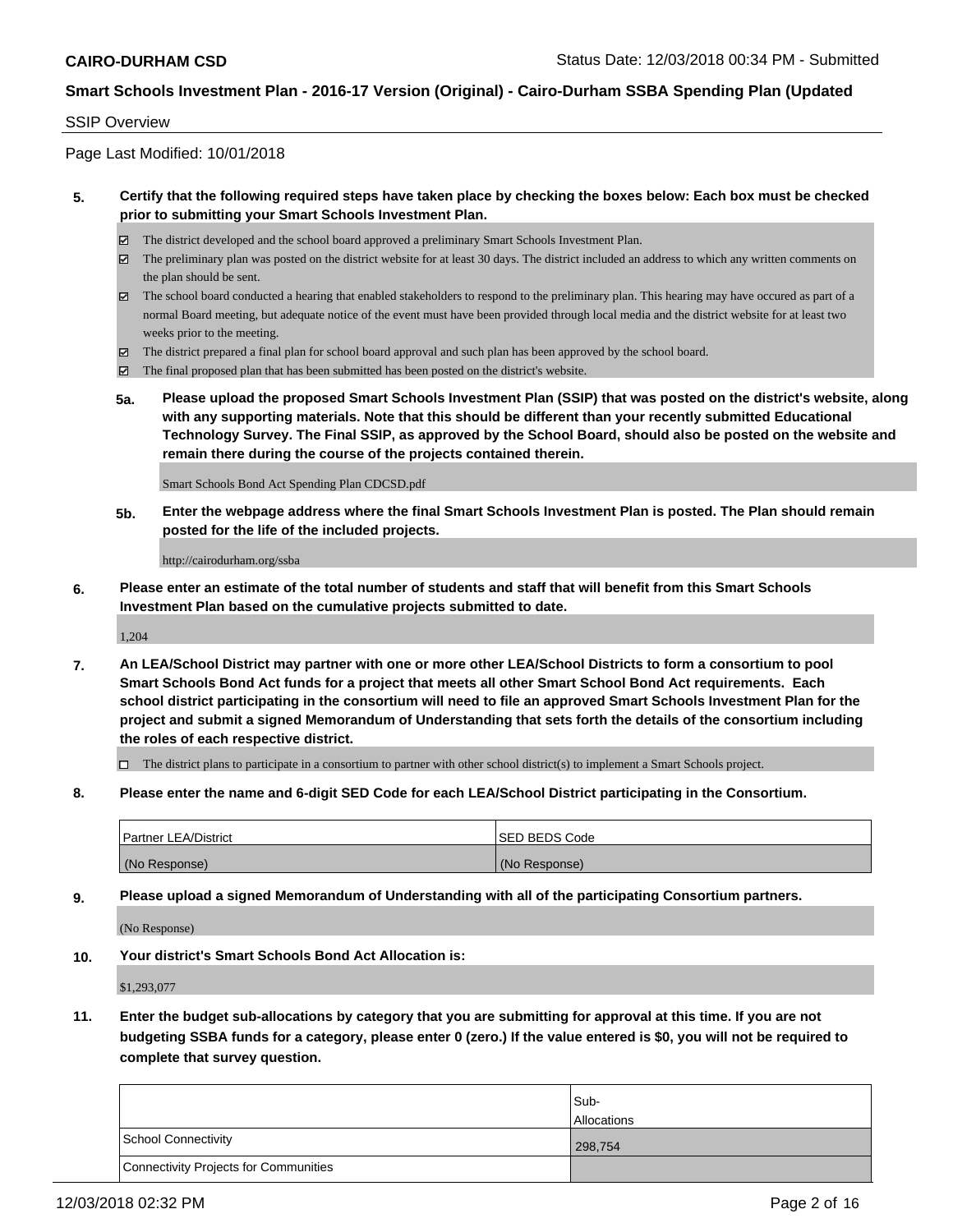SSIP Overview

Page Last Modified: 10/01/2018

**5. Certify that the following required steps have taken place by checking the boxes below: Each box must be checked prior to submitting your Smart Schools Investment Plan.**

- ☑ The district developed and the school board approved a preliminary Smart Schools Investment Plan.
- ☑ The preliminary plan was posted on the district website for at least 30 days. The district included an address to which any written comments on the plan should be sent.
- ☑ The school board conducted a hearing that enabled stakeholders to respond to the preliminary plan. This hearing may have occured as part of a normal Board meeting, but adequate notice of the event must have been provided through local media and the district website for at least two weeks prior to the meeting.
- ☑ The district prepared a final plan for school board approval and such plan has been approved by the school board.
- ☑ The final proposed plan that has been submitted has been posted on the district's website.

**5a. Please upload the proposed Smart Schools Investment Plan (SSIP) that was posted on the district's website, along with any supporting materials. Note that this should be different than your recently submitted Educational Technology Survey. The Final SSIP, as approved by the School Board, should also be posted on the website and remain there during the course of the projects contained therein.**

Smart Schools Bond Act Spending Plan CDCSD.pdf

**5b. Enter the webpage address where the final Smart Schools Investment Plan is posted. The Plan should remain posted for the life of the included projects.**

http://cairodurham.org/ssba

**6. Please enter an estimate of the total number of students and staff that will benefit from this Smart Schools Investment Plan based on the cumulative projects submitted to date.**

1,204

**7. An LEA/School District may partner with one or more other LEA/School Districts to form a consortium to pool Smart Schools Bond Act funds for a project that meets all other Smart School Bond Act requirements. Each school district participating in the consortium will need to file an approved Smart Schools Investment Plan for the project and submit a signed Memorandum of Understanding that sets forth the details of the consortium including the roles of each respective district.**

- ☐ The district plans to participate in a consortium to partner with other school district(s) to implement a Smart Schools project.

**8. Please enter the name and 6-digit SED Code for each LEA/School District participating in the Consortium.**

| Partner LEA/District | SED BEDS Code |
|---|---|
| (No Response) | (No Response) |

**9. Please upload a signed Memorandum of Understanding with all of the participating Consortium partners.**

(No Response)

**10. Your district's Smart Schools Bond Act Allocation is:**

$1,293,077

**11. Enter the budget sub-allocations by category that you are submitting for approval at this time. If you are not budgeting SSBA funds for a category, please enter 0 (zero.) If the value entered is $0, you will not be required to complete that survey question.**

| | Sub-Allocations |
|---|---|
| School Connectivity | 298,754 |
| Connectivity Projects for Communities | |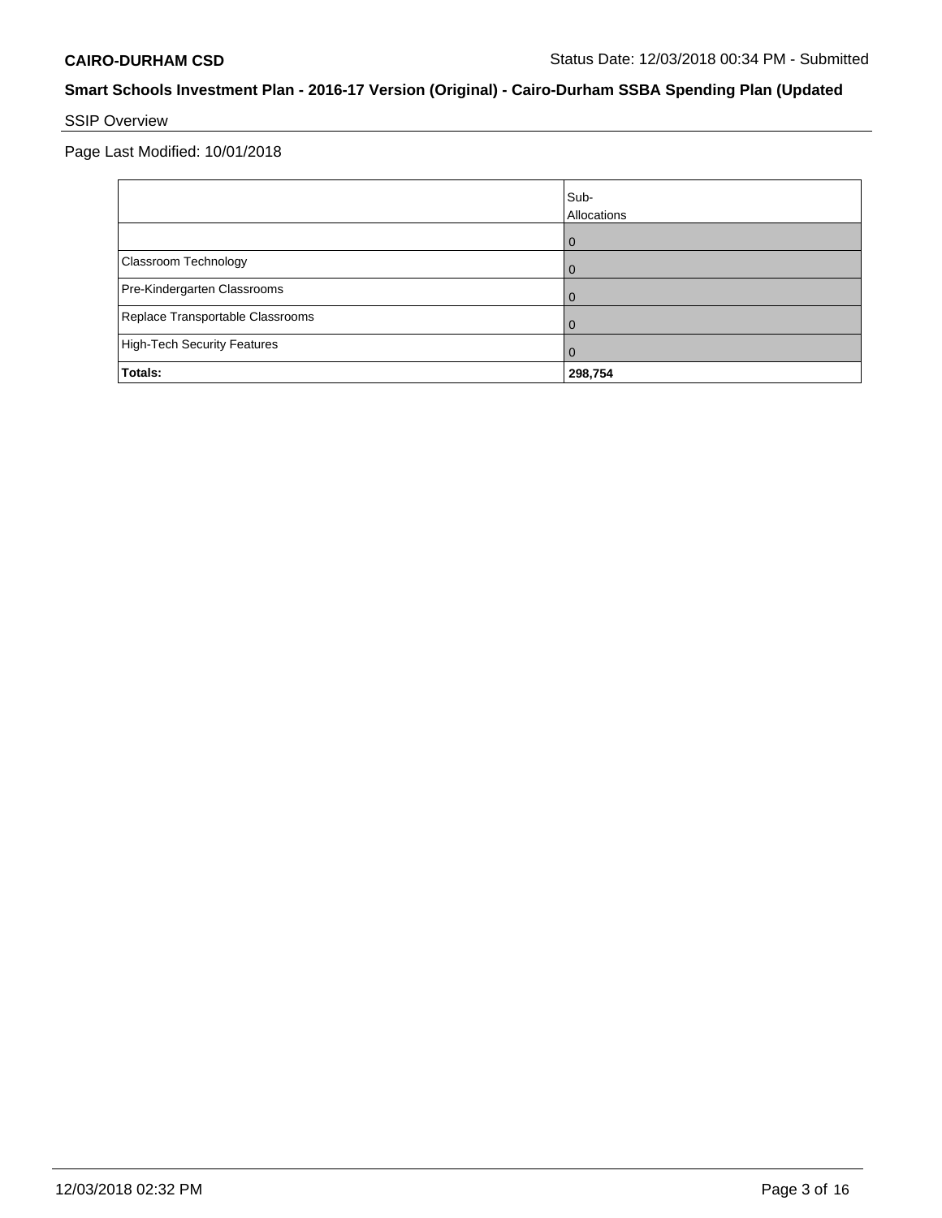**CAIRO-DURHAM CSD** Status Date: 12/03/2018 00:34 PM - Submitted

## Smart Schools Investment Plan - 2016-17 Version (Original) - Cairo-Durham SSBA Spending Plan (Updated

SSIP Overview

Page Last Modified: 10/01/2018

| | Sub-Allocations |
|---|---|
| | 0 |
| Classroom Technology | 0 |
| Pre-Kindergarten Classrooms | 0 |
| Replace Transportable Classrooms | 0 |
| High-Tech Security Features | 0 |
| **Totals:** | **298,754** |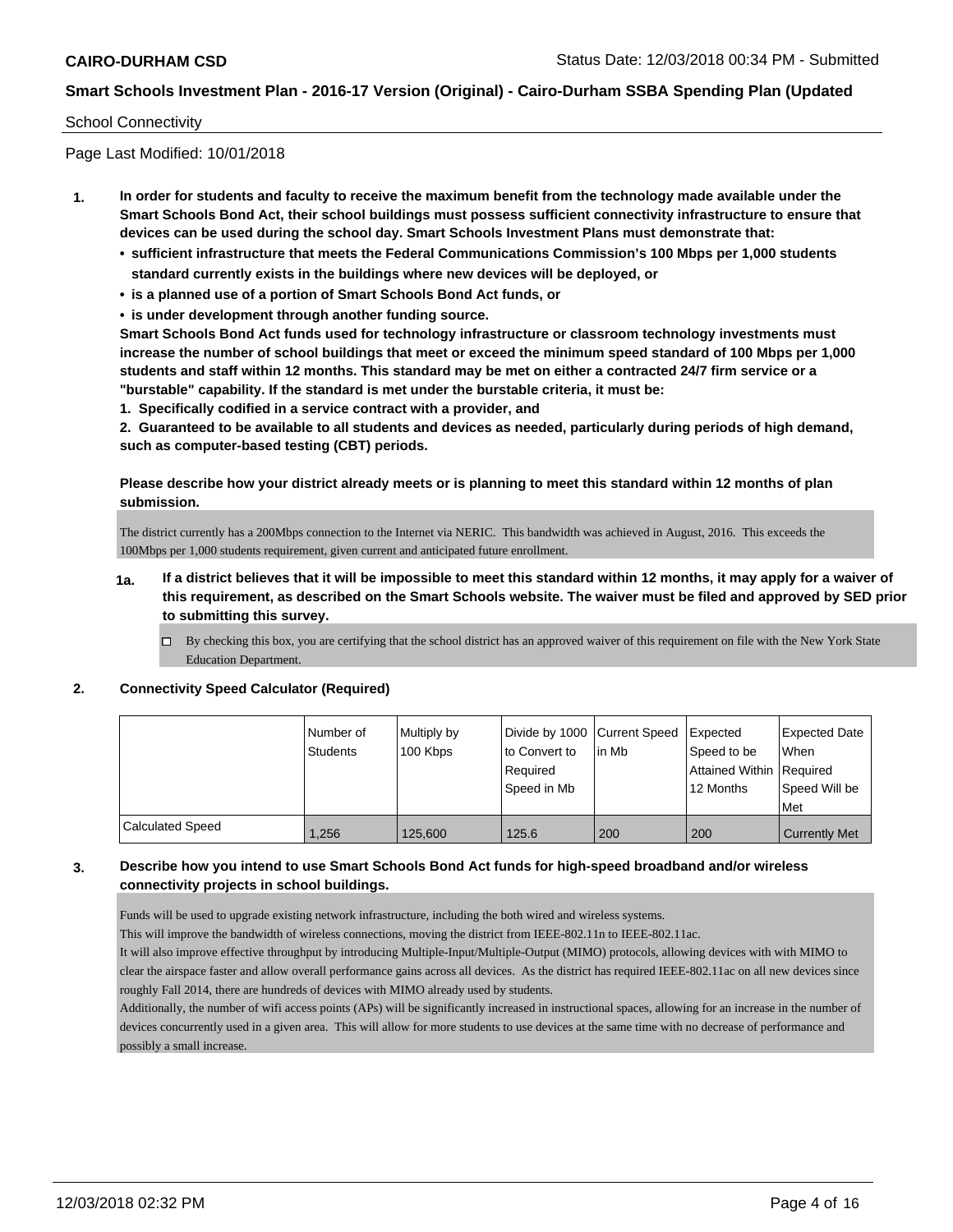School Connectivity

Page Last Modified: 10/01/2018

**1. In order for students and faculty to receive the maximum benefit from the technology made available under the Smart Schools Bond Act, their school buildings must possess sufficient connectivity infrastructure to ensure that devices can be used during the school day. Smart Schools Investment Plans must demonstrate that:**

- **sufficient infrastructure that meets the Federal Communications Commission's 100 Mbps per 1,000 students standard currently exists in the buildings where new devices will be deployed, or**
- **is a planned use of a portion of Smart Schools Bond Act funds, or**
- **is under development through another funding source.**

**Smart Schools Bond Act funds used for technology infrastructure or classroom technology investments must increase the number of school buildings that meet or exceed the minimum speed standard of 100 Mbps per 1,000 students and staff within 12 months. This standard may be met on either a contracted 24/7 firm service or a "burstable" capability. If the standard is met under the burstable criteria, it must be:**

**1. Specifically codified in a service contract with a provider, and**

**2. Guaranteed to be available to all students and devices as needed, particularly during periods of high demand, such as computer-based testing (CBT) periods.**

**Please describe how your district already meets or is planning to meet this standard within 12 months of plan submission.**

The district currently has a 200Mbps connection to the Internet via NERIC. This bandwidth was achieved in August, 2016. This exceeds the 100Mbps per 1,000 students requirement, given current and anticipated future enrollment.

**1a. If a district believes that it will be impossible to meet this standard within 12 months, it may apply for a waiver of this requirement, as described on the Smart Schools website. The waiver must be filed and approved by SED prior to submitting this survey.**

☐ By checking this box, you are certifying that the school district has an approved waiver of this requirement on file with the New York State Education Department.

**2. Connectivity Speed Calculator (Required)**

| | Number of Students | Multiply by 100 Kbps | Divide by 1000 to Convert to Required Speed in Mb | Current Speed in Mb | Expected Speed to be Attained Within 12 Months | Expected Date When Required Speed Will be Met |
|---|---|---|---|---|---|---|
| Calculated Speed | 1,256 | 125,600 | 125.6 | 200 | 200 | Currently Met |

**3. Describe how you intend to use Smart Schools Bond Act funds for high-speed broadband and/or wireless connectivity projects in school buildings.**

Funds will be used to upgrade existing network infrastructure, including the both wired and wireless systems.
This will improve the bandwidth of wireless connections, moving the district from IEEE-802.11n to IEEE-802.11ac.
It will also improve effective throughput by introducing Multiple-Input/Multiple-Output (MIMO) protocols, allowing devices with with MIMO to clear the airspace faster and allow overall performance gains across all devices. As the district has required IEEE-802.11ac on all new devices since roughly Fall 2014, there are hundreds of devices with MIMO already used by students.
Additionally, the number of wifi access points (APs) will be significantly increased in instructional spaces, allowing for an increase in the number of devices concurrently used in a given area. This will allow for more students to use devices at the same time with no decrease of performance and possibly a small increase.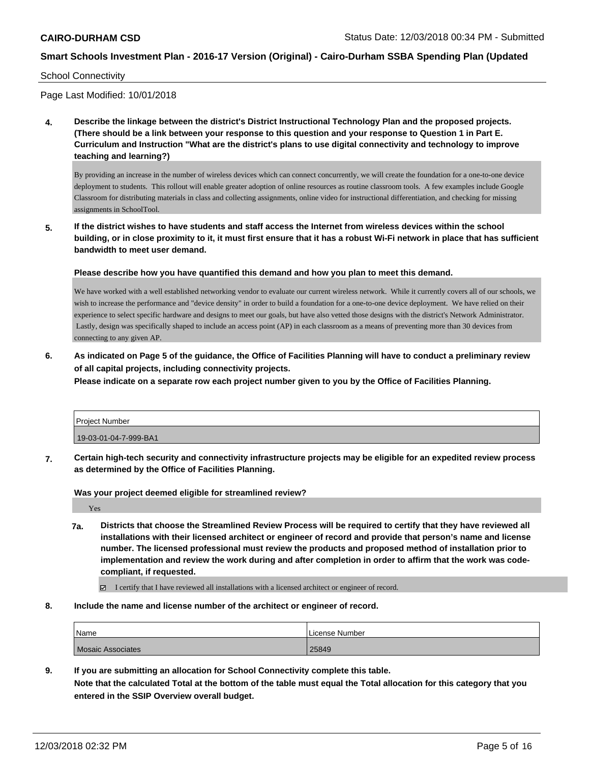School Connectivity

Page Last Modified: 10/01/2018

**4. Describe the linkage between the district's District Instructional Technology Plan and the proposed projects. (There should be a link between your response to this question and your response to Question 1 in Part E. Curriculum and Instruction "What are the district's plans to use digital connectivity and technology to improve teaching and learning?)**

By providing an increase in the number of wireless devices which can connect concurrently, we will create the foundation for a one-to-one device deployment to students. This rollout will enable greater adoption of online resources as routine classroom tools. A few examples include Google Classroom for distributing materials in class and collecting assignments, online video for instructional differentiation, and checking for missing assignments in SchoolTool.

**5. If the district wishes to have students and staff access the Internet from wireless devices within the school building, or in close proximity to it, it must first ensure that it has a robust Wi-Fi network in place that has sufficient bandwidth to meet user demand.**

**Please describe how you have quantified this demand and how you plan to meet this demand.**

We have worked with a well established networking vendor to evaluate our current wireless network. While it currently covers all of our schools, we wish to increase the performance and "device density" in order to build a foundation for a one-to-one device deployment. We have relied on their experience to select specific hardware and designs to meet our goals, but have also vetted those designs with the district's Network Administrator. Lastly, design was specifically shaped to include an access point (AP) in each classroom as a means of preventing more than 30 devices from connecting to any given AP.

**6. As indicated on Page 5 of the guidance, the Office of Facilities Planning will have to conduct a preliminary review of all capital projects, including connectivity projects.**
**Please indicate on a separate row each project number given to you by the Office of Facilities Planning.**

| Project Number |
| --- |
| 19-03-01-04-7-999-BA1 |

**7. Certain high-tech security and connectivity infrastructure projects may be eligible for an expedited review process as determined by the Office of Facilities Planning.**

**Was your project deemed eligible for streamlined review?**

Yes

**7a. Districts that choose the Streamlined Review Process will be required to certify that they have reviewed all installations with their licensed architect or engineer of record and provide that person's name and license number. The licensed professional must review the products and proposed method of installation prior to implementation and review the work during and after completion in order to affirm that the work was code-compliant, if requested.**

☑ I certify that I have reviewed all installations with a licensed architect or engineer of record.

**8. Include the name and license number of the architect or engineer of record.**

| Name | License Number |
| --- | --- |
| Mosaic Associates | 25849 |

**9. If you are submitting an allocation for School Connectivity complete this table.**
**Note that the calculated Total at the bottom of the table must equal the Total allocation for this category that you entered in the SSIP Overview overall budget.**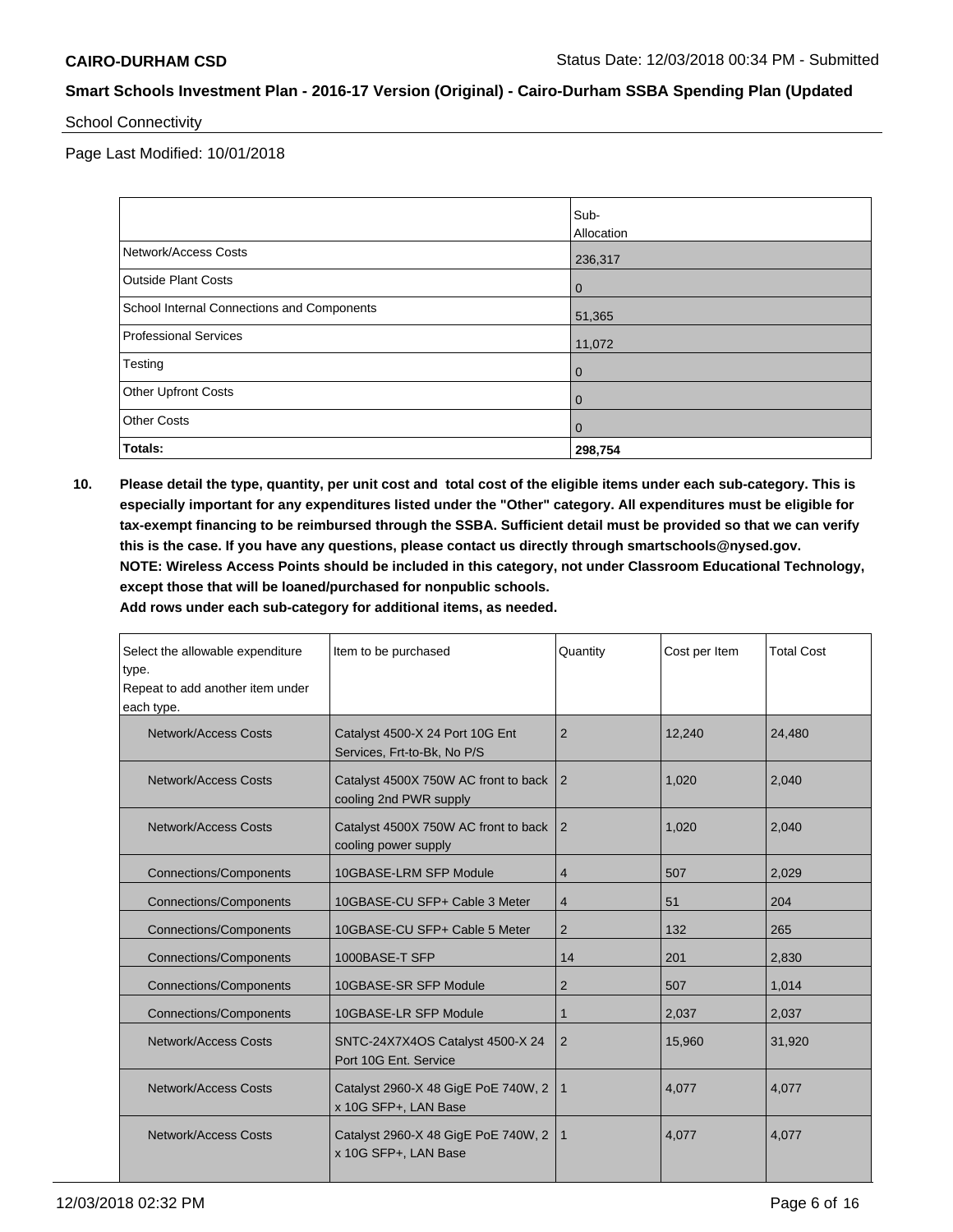School Connectivity

Page Last Modified: 10/01/2018

| | Sub-Allocation |
|---|---|
| Network/Access Costs | 236,317 |
| Outside Plant Costs | 0 |
| School Internal Connections and Components | 51,365 |
| Professional Services | 11,072 |
| Testing | 0 |
| Other Upfront Costs | 0 |
| Other Costs | 0 |
| **Totals:** | **298,754** |

**10. Please detail the type, quantity, per unit cost and total cost of the eligible items under each sub-category. This is especially important for any expenditures listed under the "Other" category. All expenditures must be eligible for tax-exempt financing to be reimbursed through the SSBA. Sufficient detail must be provided so that we can verify this is the case. If you have any questions, please contact us directly through smartschools@nysed.gov.**
**NOTE: Wireless Access Points should be included in this category, not under Classroom Educational Technology, except those that will be loaned/purchased for nonpublic schools.**
**Add rows under each sub-category for additional items, as needed.**

| Select the allowable expenditure type. Repeat to add another item under each type. | Item to be purchased | Quantity | Cost per Item | Total Cost |
|---|---|---|---|---|
| Network/Access Costs | Catalyst 4500-X 24 Port 10G Ent Services, Frt-to-Bk, No P/S | 2 | 12,240 | 24,480 |
| Network/Access Costs | Catalyst 4500X 750W AC front to back cooling 2nd PWR supply | 2 | 1,020 | 2,040 |
| Network/Access Costs | Catalyst 4500X 750W AC front to back cooling power supply | 2 | 1,020 | 2,040 |
| Connections/Components | 10GBASE-LRM SFP Module | 4 | 507 | 2,029 |
| Connections/Components | 10GBASE-CU SFP+ Cable 3 Meter | 4 | 51 | 204 |
| Connections/Components | 10GBASE-CU SFP+ Cable 5 Meter | 2 | 132 | 265 |
| Connections/Components | 1000BASE-T SFP | 14 | 201 | 2,830 |
| Connections/Components | 10GBASE-SR SFP Module | 2 | 507 | 1,014 |
| Connections/Components | 10GBASE-LR SFP Module | 1 | 2,037 | 2,037 |
| Network/Access Costs | SNTC-24X7X4OS Catalyst 4500-X 24 Port 10G Ent. Service | 2 | 15,960 | 31,920 |
| Network/Access Costs | Catalyst 2960-X 48 GigE PoE 740W, 2 x 10G SFP+, LAN Base | 1 | 4,077 | 4,077 |
| Network/Access Costs | Catalyst 2960-X 48 GigE PoE 740W, 2 x 10G SFP+, LAN Base | 1 | 4,077 | 4,077 |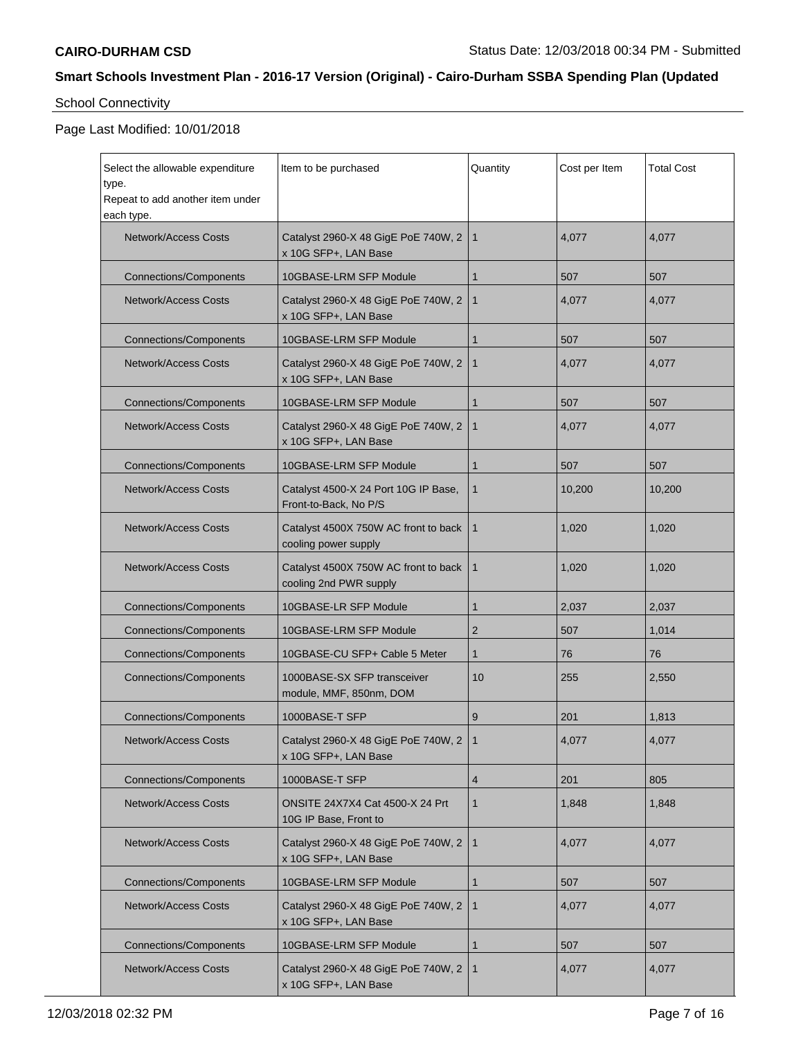School Connectivity

Page Last Modified: 10/01/2018

| Select the allowable expenditure type. Repeat to add another item under each type. | Item to be purchased | Quantity | Cost per Item | Total Cost |
|---|---|---|---|---|
| Network/Access Costs | Catalyst 2960-X 48 GigE PoE 740W, 2 x 10G SFP+, LAN Base | 1 | 4,077 | 4,077 |
| Connections/Components | 10GBASE-LRM SFP Module | 1 | 507 | 507 |
| Network/Access Costs | Catalyst 2960-X 48 GigE PoE 740W, 2 x 10G SFP+, LAN Base | 1 | 4,077 | 4,077 |
| Connections/Components | 10GBASE-LRM SFP Module | 1 | 507 | 507 |
| Network/Access Costs | Catalyst 2960-X 48 GigE PoE 740W, 2 x 10G SFP+, LAN Base | 1 | 4,077 | 4,077 |
| Connections/Components | 10GBASE-LRM SFP Module | 1 | 507 | 507 |
| Network/Access Costs | Catalyst 2960-X 48 GigE PoE 740W, 2 x 10G SFP+, LAN Base | 1 | 4,077 | 4,077 |
| Connections/Components | 10GBASE-LRM SFP Module | 1 | 507 | 507 |
| Network/Access Costs | Catalyst 4500-X 24 Port 10G IP Base, Front-to-Back, No P/S | 1 | 10,200 | 10,200 |
| Network/Access Costs | Catalyst 4500X 750W AC front to back cooling power supply | 1 | 1,020 | 1,020 |
| Network/Access Costs | Catalyst 4500X 750W AC front to back cooling 2nd PWR supply | 1 | 1,020 | 1,020 |
| Connections/Components | 10GBASE-LR SFP Module | 1 | 2,037 | 2,037 |
| Connections/Components | 10GBASE-LRM SFP Module | 2 | 507 | 1,014 |
| Connections/Components | 10GBASE-CU SFP+ Cable 5 Meter | 1 | 76 | 76 |
| Connections/Components | 1000BASE-SX SFP transceiver module, MMF, 850nm, DOM | 10 | 255 | 2,550 |
| Connections/Components | 1000BASE-T SFP | 9 | 201 | 1,813 |
| Network/Access Costs | Catalyst 2960-X 48 GigE PoE 740W, 2 x 10G SFP+, LAN Base | 1 | 4,077 | 4,077 |
| Connections/Components | 1000BASE-T SFP | 4 | 201 | 805 |
| Network/Access Costs | ONSITE 24X7X4 Cat 4500-X 24 Prt 10G IP Base, Front to | 1 | 1,848 | 1,848 |
| Network/Access Costs | Catalyst 2960-X 48 GigE PoE 740W, 2 x 10G SFP+, LAN Base | 1 | 4,077 | 4,077 |
| Connections/Components | 10GBASE-LRM SFP Module | 1 | 507 | 507 |
| Network/Access Costs | Catalyst 2960-X 48 GigE PoE 740W, 2 x 10G SFP+, LAN Base | 1 | 4,077 | 4,077 |
| Connections/Components | 10GBASE-LRM SFP Module | 1 | 507 | 507 |
| Network/Access Costs | Catalyst 2960-X 48 GigE PoE 740W, 2 x 10G SFP+, LAN Base | 1 | 4,077 | 4,077 |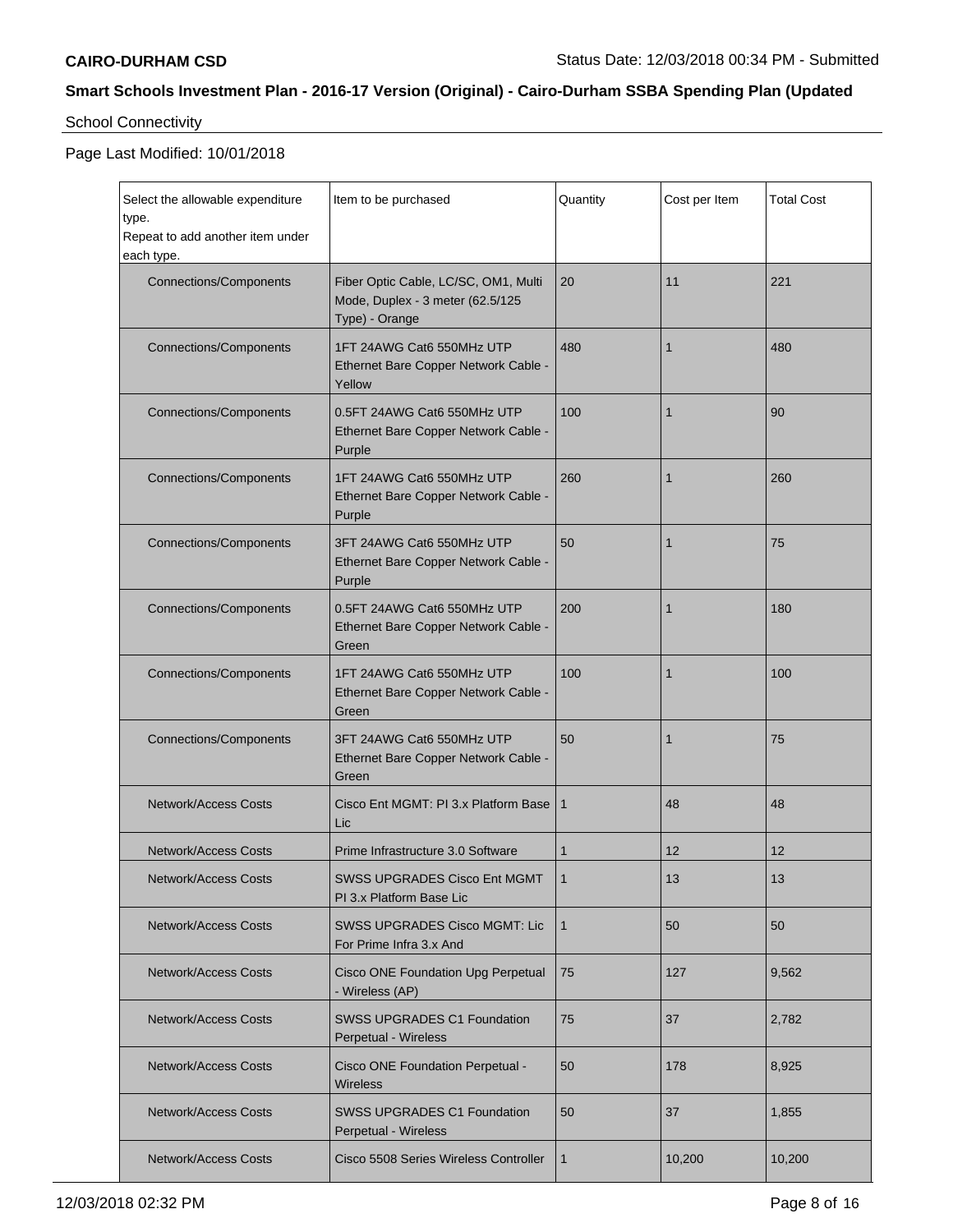**CAIRO-DURHAM CSD**

**Smart Schools Investment Plan - 2016-17 Version (Original) - Cairo-Durham SSBA Spending Plan (Updated**

School Connectivity

Page Last Modified: 10/01/2018

| Select the allowable expenditure type. Repeat to add another item under each type. | Item to be purchased | Quantity | Cost per Item | Total Cost |
|---|---|---|---|---|
| Connections/Components | Fiber Optic Cable, LC/SC, OM1, Multi Mode, Duplex - 3 meter (62.5/125 Type) - Orange | 20 | 11 | 221 |
| Connections/Components | 1FT 24AWG Cat6 550MHz UTP Ethernet Bare Copper Network Cable - Yellow | 480 | 1 | 480 |
| Connections/Components | 0.5FT 24AWG Cat6 550MHz UTP Ethernet Bare Copper Network Cable - Purple | 100 | 1 | 90 |
| Connections/Components | 1FT 24AWG Cat6 550MHz UTP Ethernet Bare Copper Network Cable - Purple | 260 | 1 | 260 |
| Connections/Components | 3FT 24AWG Cat6 550MHz UTP Ethernet Bare Copper Network Cable - Purple | 50 | 1 | 75 |
| Connections/Components | 0.5FT 24AWG Cat6 550MHz UTP Ethernet Bare Copper Network Cable - Green | 200 | 1 | 180 |
| Connections/Components | 1FT 24AWG Cat6 550MHz UTP Ethernet Bare Copper Network Cable - Green | 100 | 1 | 100 |
| Connections/Components | 3FT 24AWG Cat6 550MHz UTP Ethernet Bare Copper Network Cable - Green | 50 | 1 | 75 |
| Network/Access Costs | Cisco Ent MGMT: PI 3.x Platform Base Lic | 1 | 48 | 48 |
| Network/Access Costs | Prime Infrastructure 3.0 Software | 1 | 12 | 12 |
| Network/Access Costs | SWSS UPGRADES Cisco Ent MGMT PI 3.x Platform Base Lic | 1 | 13 | 13 |
| Network/Access Costs | SWSS UPGRADES Cisco MGMT: Lic For Prime Infra 3.x And | 1 | 50 | 50 |
| Network/Access Costs | Cisco ONE Foundation Upg Perpetual - Wireless (AP) | 75 | 127 | 9,562 |
| Network/Access Costs | SWSS UPGRADES C1 Foundation Perpetual - Wireless | 75 | 37 | 2,782 |
| Network/Access Costs | Cisco ONE Foundation Perpetual - Wireless | 50 | 178 | 8,925 |
| Network/Access Costs | SWSS UPGRADES C1 Foundation Perpetual - Wireless | 50 | 37 | 1,855 |
| Network/Access Costs | Cisco 5508 Series Wireless Controller | 1 | 10,200 | 10,200 |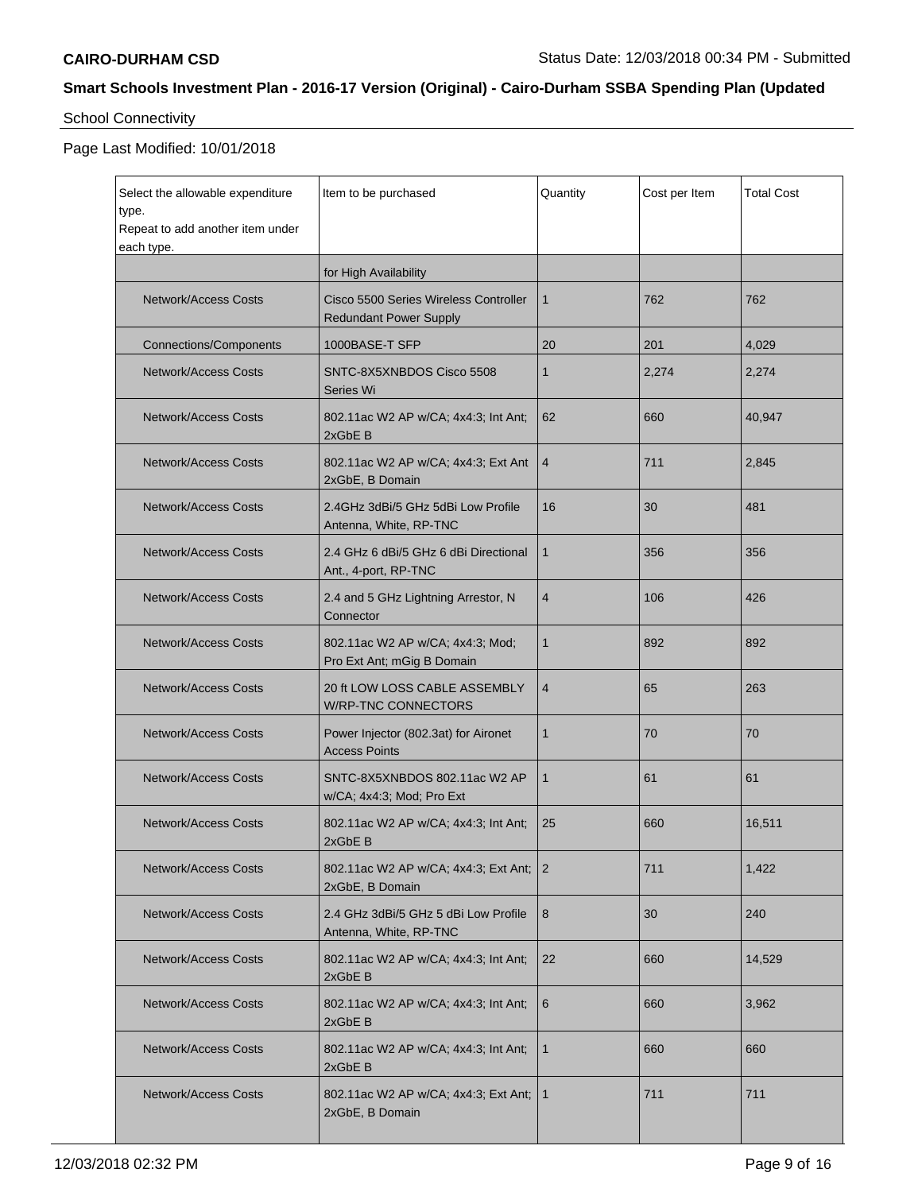**CAIRO-DURHAM CSD**

**Smart Schools Investment Plan - 2016-17 Version (Original) - Cairo-Durham SSBA Spending Plan (Updated**

School Connectivity

Page Last Modified: 10/01/2018

| Select the allowable expenditure type. Repeat to add another item under each type. | Item to be purchased | Quantity | Cost per Item | Total Cost |
|---|---|---|---|---|
| | for High Availability | | | |
| Network/Access Costs | Cisco 5500 Series Wireless Controller Redundant Power Supply | 1 | 762 | 762 |
| Connections/Components | 1000BASE-T SFP | 20 | 201 | 4,029 |
| Network/Access Costs | SNTC-8X5XNBDOS Cisco 5508 Series Wi | 1 | 2,274 | 2,274 |
| Network/Access Costs | 802.11ac W2 AP w/CA; 4x4:3; Int Ant; 2xGbE B | 62 | 660 | 40,947 |
| Network/Access Costs | 802.11ac W2 AP w/CA; 4x4:3; Ext Ant 2xGbE, B Domain | 4 | 711 | 2,845 |
| Network/Access Costs | 2.4GHz 3dBi/5 GHz 5dBi Low Profile Antenna, White, RP-TNC | 16 | 30 | 481 |
| Network/Access Costs | 2.4 GHz 6 dBi/5 GHz 6 dBi Directional Ant., 4-port, RP-TNC | 1 | 356 | 356 |
| Network/Access Costs | 2.4 and 5 GHz Lightning Arrestor, N Connector | 4 | 106 | 426 |
| Network/Access Costs | 802.11ac W2 AP w/CA; 4x4:3; Mod; Pro Ext Ant; mGig B Domain | 1 | 892 | 892 |
| Network/Access Costs | 20 ft LOW LOSS CABLE ASSEMBLY W/RP-TNC CONNECTORS | 4 | 65 | 263 |
| Network/Access Costs | Power Injector (802.3at) for Aironet Access Points | 1 | 70 | 70 |
| Network/Access Costs | SNTC-8X5XNBDOS 802.11ac W2 AP w/CA; 4x4:3; Mod; Pro Ext | 1 | 61 | 61 |
| Network/Access Costs | 802.11ac W2 AP w/CA; 4x4:3; Int Ant; 2xGbE B | 25 | 660 | 16,511 |
| Network/Access Costs | 802.11ac W2 AP w/CA; 4x4:3; Ext Ant; 2xGbE, B Domain | 2 | 711 | 1,422 |
| Network/Access Costs | 2.4 GHz 3dBi/5 GHz 5 dBi Low Profile Antenna, White, RP-TNC | 8 | 30 | 240 |
| Network/Access Costs | 802.11ac W2 AP w/CA; 4x4:3; Int Ant; 2xGbE B | 22 | 660 | 14,529 |
| Network/Access Costs | 802.11ac W2 AP w/CA; 4x4:3; Int Ant; 2xGbE B | 6 | 660 | 3,962 |
| Network/Access Costs | 802.11ac W2 AP w/CA; 4x4:3; Int Ant; 2xGbE B | 1 | 660 | 660 |
| Network/Access Costs | 802.11ac W2 AP w/CA; 4x4:3; Ext Ant; 2xGbE, B Domain | 1 | 711 | 711 |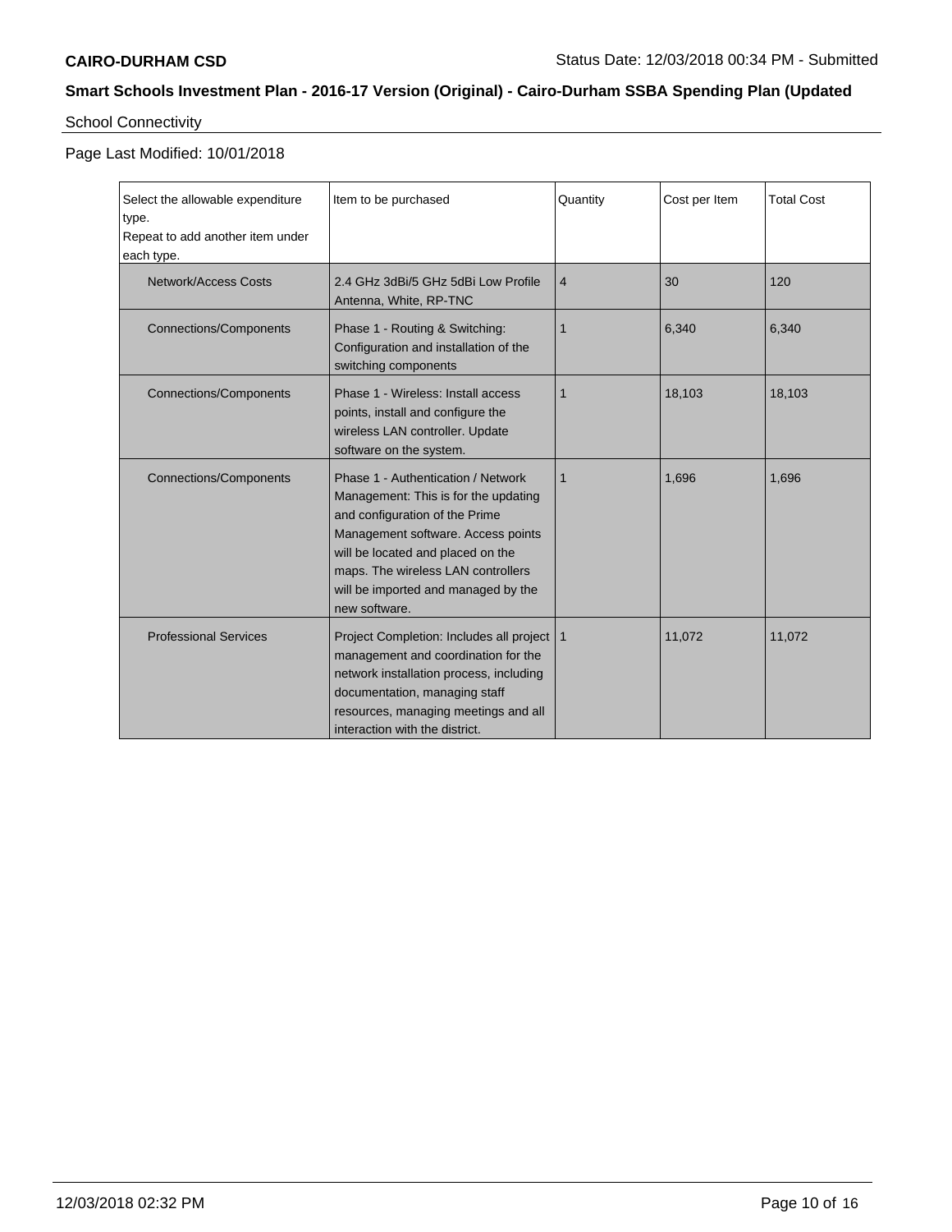School Connectivity

Page Last Modified: 10/01/2018

| Select the allowable expenditure type.<br>Repeat to add another item under each type. | Item to be purchased | Quantity | Cost per Item | Total Cost |
|---|---|---|---|---|
| Network/Access Costs | 2.4 GHz 3dBi/5 GHz 5dBi Low Profile Antenna, White, RP-TNC | 4 | 30 | 120 |
| Connections/Components | Phase 1 - Routing & Switching: Configuration and installation of the switching components | 1 | 6,340 | 6,340 |
| Connections/Components | Phase 1 - Wireless: Install access points, install and configure the wireless LAN controller. Update software on the system. | 1 | 18,103 | 18,103 |
| Connections/Components | Phase 1 - Authentication / Network Management: This is for the updating and configuration of the Prime Management software. Access points will be located and placed on the maps. The wireless LAN controllers will be imported and managed by the new software. | 1 | 1,696 | 1,696 |
| Professional Services | Project Completion: Includes all project management and coordination for the network installation process, including documentation, managing staff resources, managing meetings and all interaction with the district. | 1 | 11,072 | 11,072 |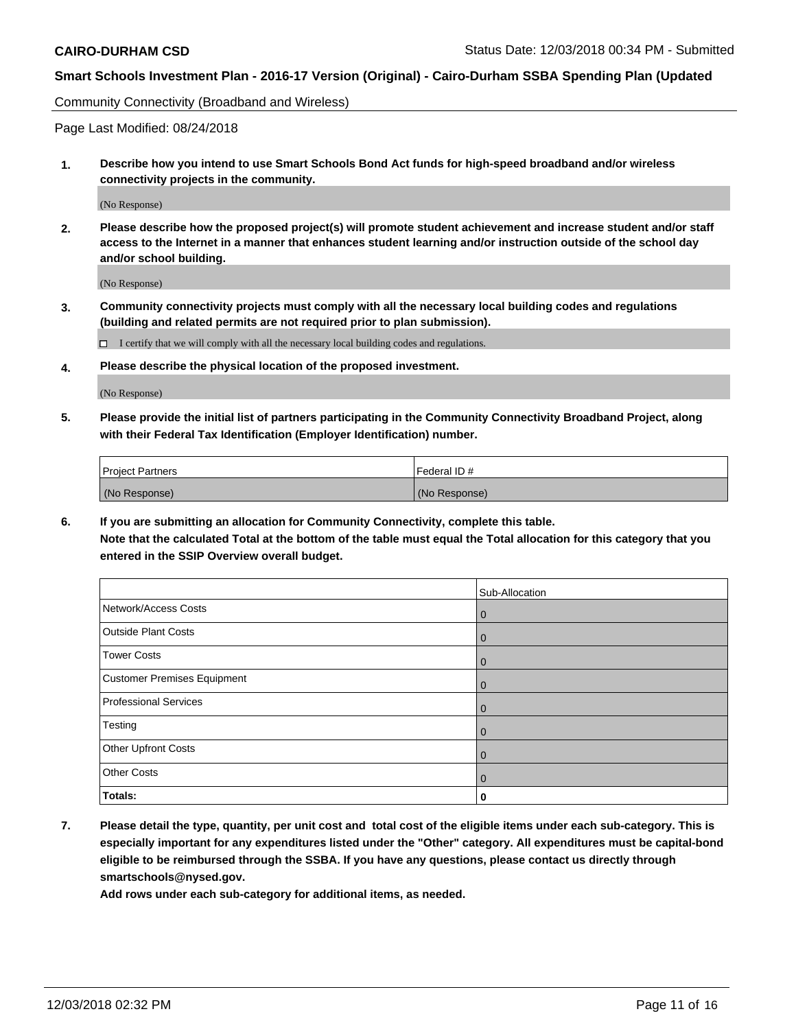Community Connectivity (Broadband and Wireless)

Page Last Modified: 08/24/2018

**1. Describe how you intend to use Smart Schools Bond Act funds for high-speed broadband and/or wireless connectivity projects in the community.**

(No Response)

**2. Please describe how the proposed project(s) will promote student achievement and increase student and/or staff access to the Internet in a manner that enhances student learning and/or instruction outside of the school day and/or school building.**

(No Response)

**3. Community connectivity projects must comply with all the necessary local building codes and regulations (building and related permits are not required prior to plan submission).**

☐ I certify that we will comply with all the necessary local building codes and regulations.

**4. Please describe the physical location of the proposed investment.**

(No Response)

**5. Please provide the initial list of partners participating in the Community Connectivity Broadband Project, along with their Federal Tax Identification (Employer Identification) number.**

| Project Partners | Federal ID # |
|---|---|
| (No Response) | (No Response) |

**6. If you are submitting an allocation for Community Connectivity, complete this table.**
**Note that the calculated Total at the bottom of the table must equal the Total allocation for this category that you entered in the SSIP Overview overall budget.**

| | Sub-Allocation |
|---|---|
| Network/Access Costs | 0 |
| Outside Plant Costs | 0 |
| Tower Costs | 0 |
| Customer Premises Equipment | 0 |
| Professional Services | 0 |
| Testing | 0 |
| Other Upfront Costs | 0 |
| Other Costs | 0 |
| **Totals:** | **0** |

**7. Please detail the type, quantity, per unit cost and total cost of the eligible items under each sub-category. This is especially important for any expenditures listed under the "Other" category. All expenditures must be capital-bond eligible to be reimbursed through the SSBA. If you have any questions, please contact us directly through smartschools@nysed.gov.**
**Add rows under each sub-category for additional items, as needed.**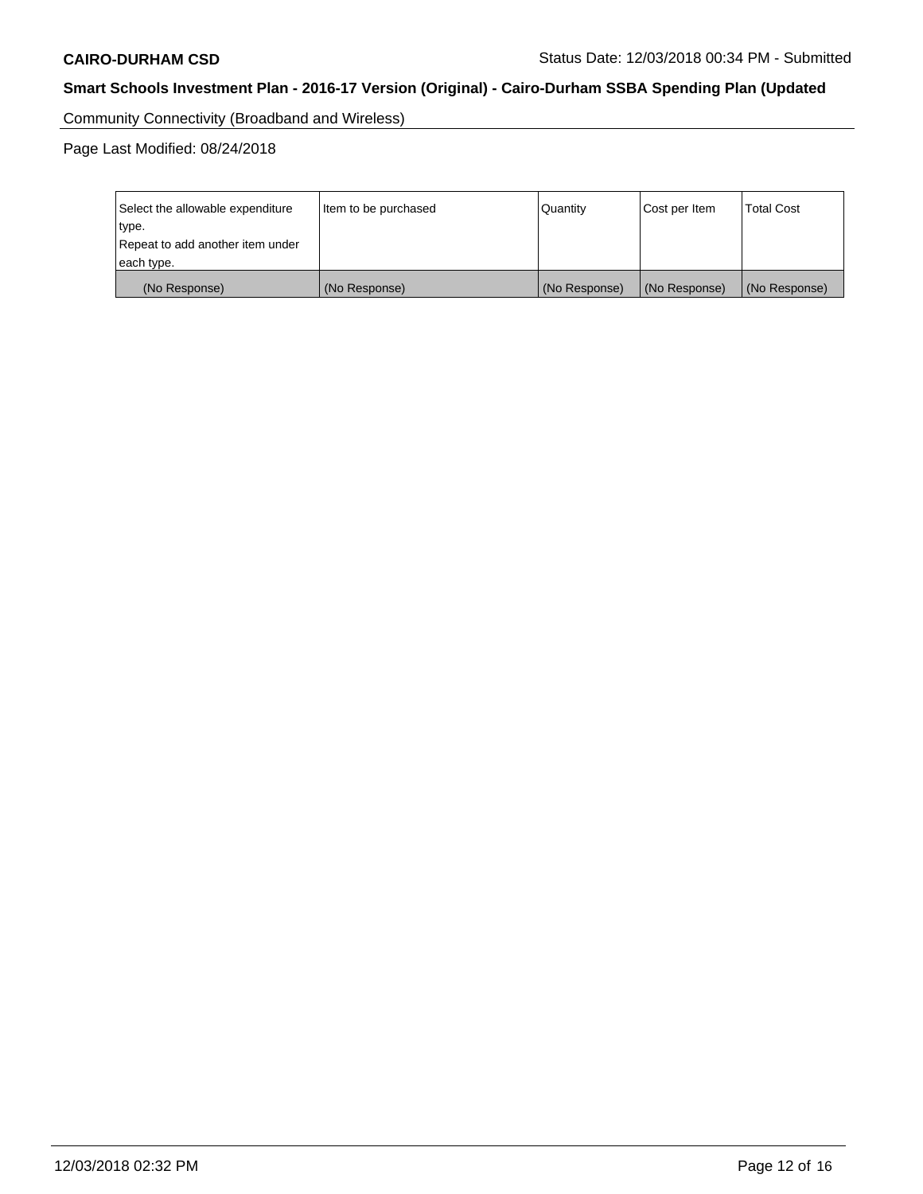Community Connectivity (Broadband and Wireless)

Page Last Modified: 08/24/2018

| Select the allowable expenditure type. Repeat to add another item under each type. | Item to be purchased | Quantity | Cost per Item | Total Cost |
|---|---|---|---|---|
| (No Response) | (No Response) | (No Response) | (No Response) | (No Response) |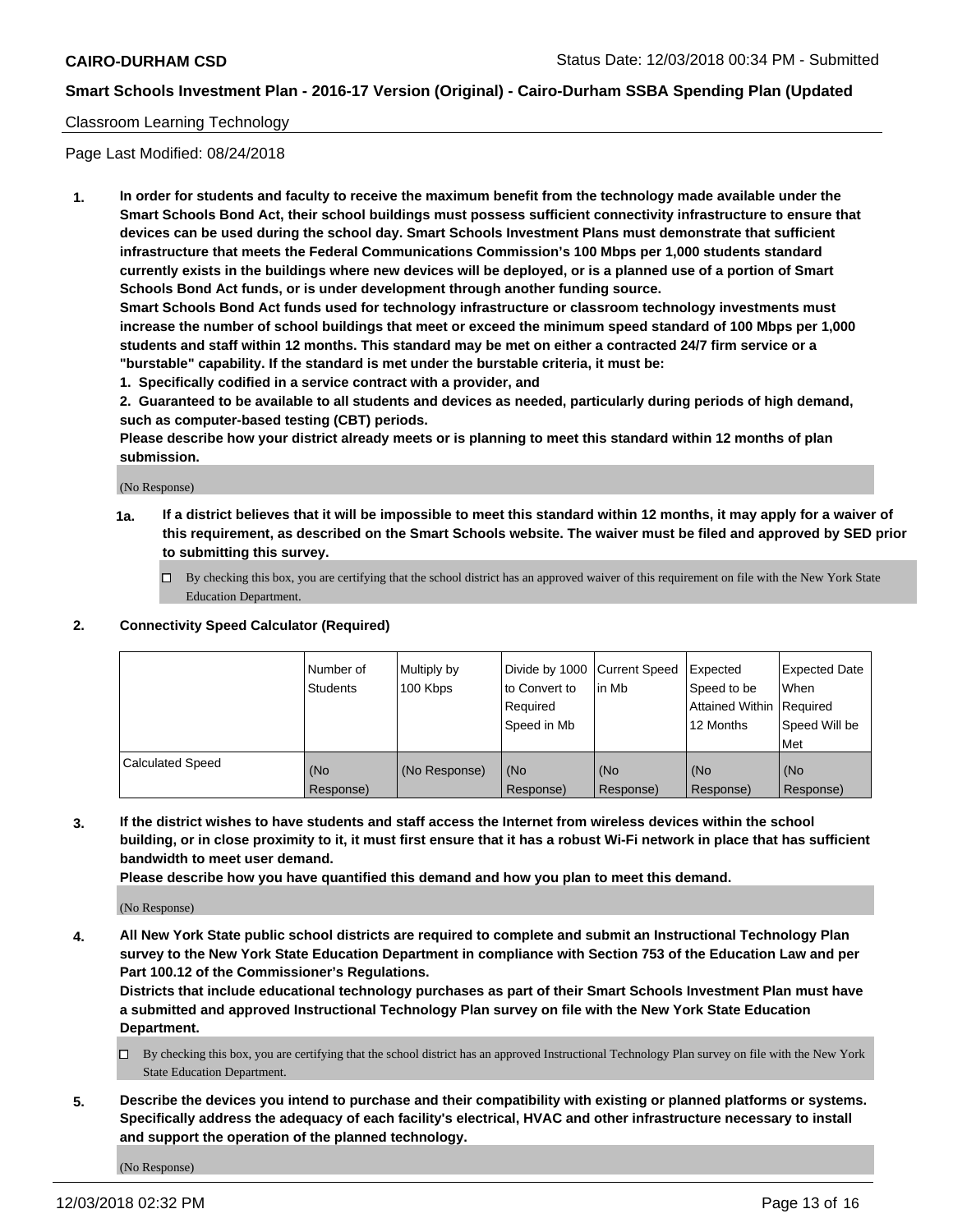Classroom Learning Technology

Page Last Modified: 08/24/2018

1. **In order for students and faculty to receive the maximum benefit from the technology made available under the Smart Schools Bond Act, their school buildings must possess sufficient connectivity infrastructure to ensure that devices can be used during the school day. Smart Schools Investment Plans must demonstrate that sufficient infrastructure that meets the Federal Communications Commission's 100 Mbps per 1,000 students standard currently exists in the buildings where new devices will be deployed, or is a planned use of a portion of Smart Schools Bond Act funds, or is under development through another funding source.**
   **Smart Schools Bond Act funds used for technology infrastructure or classroom technology investments must increase the number of school buildings that meet or exceed the minimum speed standard of 100 Mbps per 1,000 students and staff within 12 months. This standard may be met on either a contracted 24/7 firm service or a "burstable" capability. If the standard is met under the burstable criteria, it must be:**
   **1. Specifically codified in a service contract with a provider, and**
   **2. Guaranteed to be available to all students and devices as needed, particularly during periods of high demand, such as computer-based testing (CBT) periods.**
   **Please describe how your district already meets or is planning to meet this standard within 12 months of plan submission.**

   (No Response)

   **1a. If a district believes that it will be impossible to meet this standard within 12 months, it may apply for a waiver of this requirement, as described on the Smart Schools website. The waiver must be filed and approved by SED prior to submitting this survey.**

   ☐ By checking this box, you are certifying that the school district has an approved waiver of this requirement on file with the New York State Education Department.

2. **Connectivity Speed Calculator (Required)**

| | Number of Students | Multiply by 100 Kbps | Divide by 1000 to Convert to Required Speed in Mb | Current Speed in Mb | Expected Speed to be Attained Within 12 Months | Expected Date When Required Speed Will be Met |
|---|---|---|---|---|---|---|
| Calculated Speed | (No Response) | (No Response) | (No Response) | (No Response) | (No Response) | (No Response) |

3. **If the district wishes to have students and staff access the Internet from wireless devices within the school building, or in close proximity to it, it must first ensure that it has a robust Wi-Fi network in place that has sufficient bandwidth to meet user demand.**
   **Please describe how you have quantified this demand and how you plan to meet this demand.**

   (No Response)

4. **All New York State public school districts are required to complete and submit an Instructional Technology Plan survey to the New York State Education Department in compliance with Section 753 of the Education Law and per Part 100.12 of the Commissioner's Regulations.**
   **Districts that include educational technology purchases as part of their Smart Schools Investment Plan must have a submitted and approved Instructional Technology Plan survey on file with the New York State Education Department.**

   ☐ By checking this box, you are certifying that the school district has an approved Instructional Technology Plan survey on file with the New York State Education Department.

5. **Describe the devices you intend to purchase and their compatibility with existing or planned platforms or systems. Specifically address the adequacy of each facility's electrical, HVAC and other infrastructure necessary to install and support the operation of the planned technology.**

   (No Response)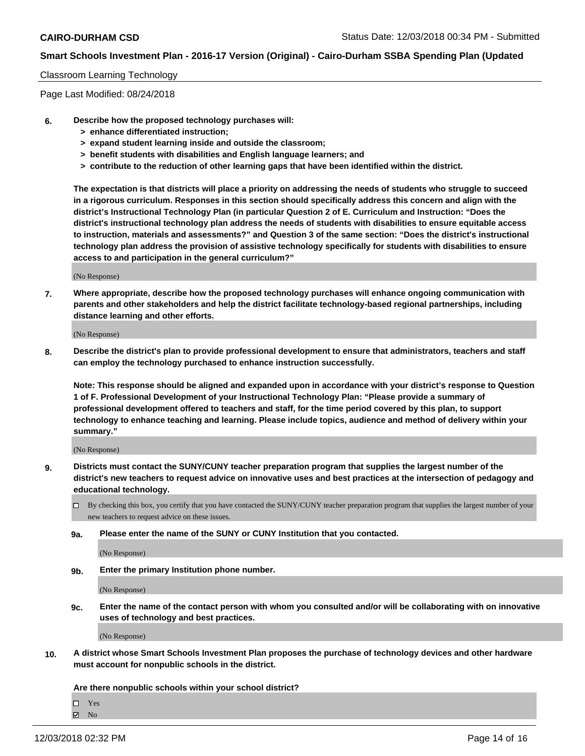Classroom Learning Technology

Page Last Modified: 08/24/2018

**6. Describe how the proposed technology purchases will:**
   - **> enhance differentiated instruction;**
   - **> expand student learning inside and outside the classroom;**
   - **> benefit students with disabilities and English language learners; and**
   - **> contribute to the reduction of other learning gaps that have been identified within the district.**

**The expectation is that districts will place a priority on addressing the needs of students who struggle to succeed in a rigorous curriculum. Responses in this section should specifically address this concern and align with the district's Instructional Technology Plan (in particular Question 2 of E. Curriculum and Instruction: "Does the district's instructional technology plan address the needs of students with disabilities to ensure equitable access to instruction, materials and assessments?" and Question 3 of the same section: "Does the district's instructional technology plan address the provision of assistive technology specifically for students with disabilities to ensure access to and participation in the general curriculum?"**

(No Response)

**7. Where appropriate, describe how the proposed technology purchases will enhance ongoing communication with parents and other stakeholders and help the district facilitate technology-based regional partnerships, including distance learning and other efforts.**

(No Response)

**8. Describe the district's plan to provide professional development to ensure that administrators, teachers and staff can employ the technology purchased to enhance instruction successfully.**

**Note: This response should be aligned and expanded upon in accordance with your district's response to Question 1 of F. Professional Development of your Instructional Technology Plan: "Please provide a summary of professional development offered to teachers and staff, for the time period covered by this plan, to support technology to enhance teaching and learning. Please include topics, audience and method of delivery within your summary."**

(No Response)

**9. Districts must contact the SUNY/CUNY teacher preparation program that supplies the largest number of the district's new teachers to request advice on innovative uses and best practices at the intersection of pedagogy and educational technology.**

☐ By checking this box, you certify that you have contacted the SUNY/CUNY teacher preparation program that supplies the largest number of your new teachers to request advice on these issues.

**9a. Please enter the name of the SUNY or CUNY Institution that you contacted.**

(No Response)

**9b. Enter the primary Institution phone number.**

(No Response)

**9c. Enter the name of the contact person with whom you consulted and/or will be collaborating with on innovative uses of technology and best practices.**

(No Response)

**10. A district whose Smart Schools Investment Plan proposes the purchase of technology devices and other hardware must account for nonpublic schools in the district.**

**Are there nonpublic schools within your school district?**

☐ Yes
☑ No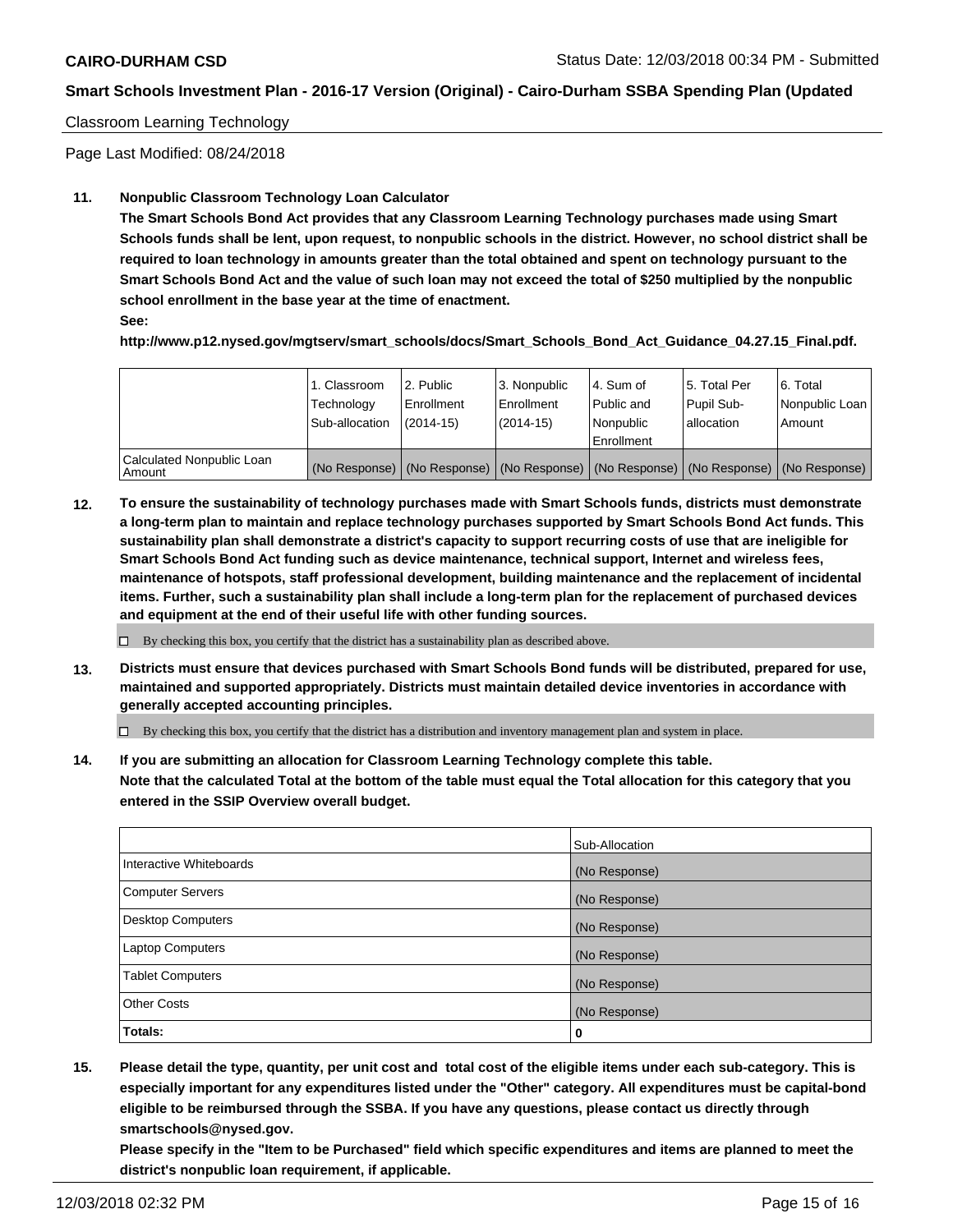Classroom Learning Technology

Page Last Modified: 08/24/2018

**11. Nonpublic Classroom Technology Loan Calculator**

**The Smart Schools Bond Act provides that any Classroom Learning Technology purchases made using Smart Schools funds shall be lent, upon request, to nonpublic schools in the district. However, no school district shall be required to loan technology in amounts greater than the total obtained and spent on technology pursuant to the Smart Schools Bond Act and the value of such loan may not exceed the total of $250 multiplied by the nonpublic school enrollment in the base year at the time of enactment.**

**See:**

**http://www.p12.nysed.gov/mgtserv/smart_schools/docs/Smart_Schools_Bond_Act_Guidance_04.27.15_Final.pdf.**

| | 1. Classroom Technology Sub-allocation | 2. Public Enrollment (2014-15) | 3. Nonpublic Enrollment (2014-15) | 4. Sum of Public and Nonpublic Enrollment | 5. Total Per Pupil Sub-allocation | 6. Total Nonpublic Loan Amount |
|---|---|---|---|---|---|---|
| Calculated Nonpublic Loan Amount | (No Response) | (No Response) | (No Response) | (No Response) | (No Response) | (No Response) |

**12. To ensure the sustainability of technology purchases made with Smart Schools funds, districts must demonstrate a long-term plan to maintain and replace technology purchases supported by Smart Schools Bond Act funds. This sustainability plan shall demonstrate a district's capacity to support recurring costs of use that are ineligible for Smart Schools Bond Act funding such as device maintenance, technical support, Internet and wireless fees, maintenance of hotspots, staff professional development, building maintenance and the replacement of incidental items. Further, such a sustainability plan shall include a long-term plan for the replacement of purchased devices and equipment at the end of their useful life with other funding sources.**

☐ By checking this box, you certify that the district has a sustainability plan as described above.

**13. Districts must ensure that devices purchased with Smart Schools Bond funds will be distributed, prepared for use, maintained and supported appropriately. Districts must maintain detailed device inventories in accordance with generally accepted accounting principles.**

☐ By checking this box, you certify that the district has a distribution and inventory management plan and system in place.

**14. If you are submitting an allocation for Classroom Learning Technology complete this table. Note that the calculated Total at the bottom of the table must equal the Total allocation for this category that you entered in the SSIP Overview overall budget.**

| | Sub-Allocation |
|---|---|
| Interactive Whiteboards | (No Response) |
| Computer Servers | (No Response) |
| Desktop Computers | (No Response) |
| Laptop Computers | (No Response) |
| Tablet Computers | (No Response) |
| Other Costs | (No Response) |
| **Totals:** | **0** |

**15. Please detail the type, quantity, per unit cost and total cost of the eligible items under each sub-category. This is especially important for any expenditures listed under the "Other" category. All expenditures must be capital-bond eligible to be reimbursed through the SSBA. If you have any questions, please contact us directly through smartschools@nysed.gov.**

**Please specify in the "Item to be Purchased" field which specific expenditures and items are planned to meet the district's nonpublic loan requirement, if applicable.**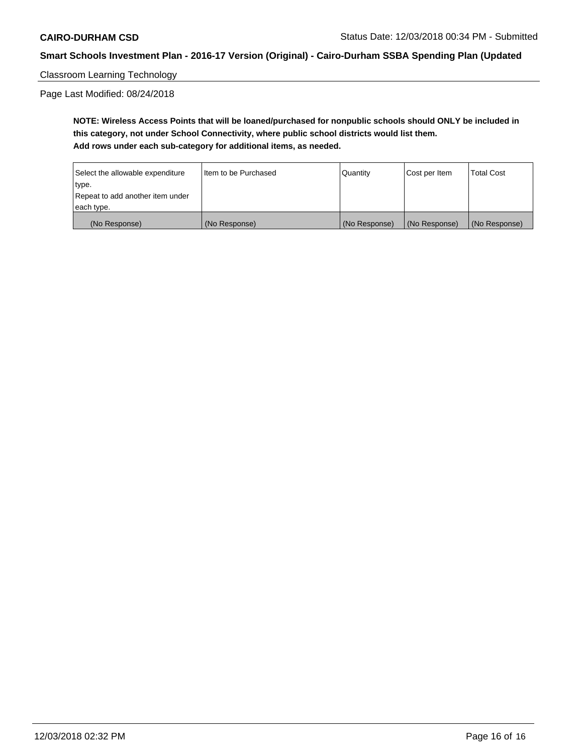Classroom Learning Technology

Page Last Modified: 08/24/2018

**NOTE: Wireless Access Points that will be loaned/purchased for nonpublic schools should ONLY be included in this category, not under School Connectivity, where public school districts would list them.**
**Add rows under each sub-category for additional items, as needed.**

| Select the allowable expenditure type. Repeat to add another item under each type. | Item to be Purchased | Quantity | Cost per Item | Total Cost |
|---|---|---|---|---|
| (No Response) | (No Response) | (No Response) | (No Response) | (No Response) |